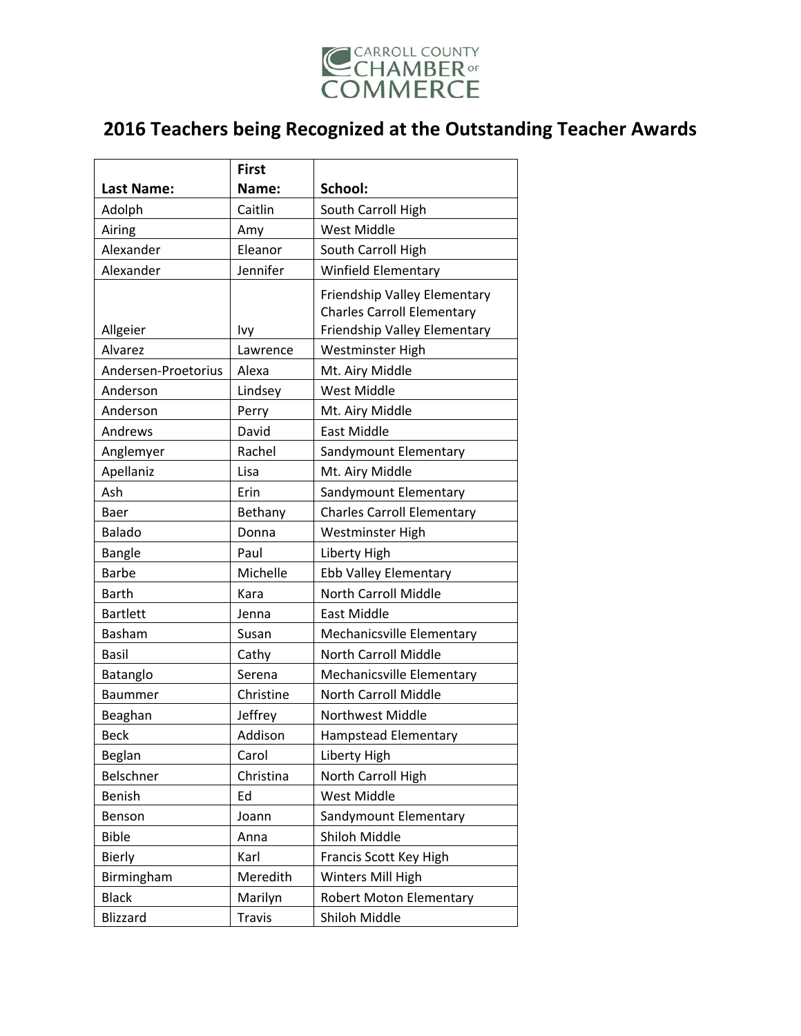CARROLL COUNTY CHAMBER of COMMERCE

# 2016 Teachers being Recognized at the Outstanding Teacher Awards

| Last Name: | First Name: | School: |
|---|---|---|
| Adolph | Caitlin | South Carroll High |
| Airing | Amy | West Middle |
| Alexander | Eleanor | South Carroll High |
| Alexander | Jennifer | Winfield Elementary |
| Allgeier | Ivy | Friendship Valley Elementary Charles Carroll Elementary Friendship Valley Elementary |
| Alvarez | Lawrence | Westminster High |
| Andersen-Proetorius | Alexa | Mt. Airy Middle |
| Anderson | Lindsey | West Middle |
| Anderson | Perry | Mt. Airy Middle |
| Andrews | David | East Middle |
| Anglemyer | Rachel | Sandymount Elementary |
| Apellaniz | Lisa | Mt. Airy Middle |
| Ash | Erin | Sandymount Elementary |
| Baer | Bethany | Charles Carroll Elementary |
| Balado | Donna | Westminster High |
| Bangle | Paul | Liberty High |
| Barbe | Michelle | Ebb Valley Elementary |
| Barth | Kara | North Carroll Middle |
| Bartlett | Jenna | East Middle |
| Basham | Susan | Mechanicsville Elementary |
| Basil | Cathy | North Carroll Middle |
| Batanglo | Serena | Mechanicsville Elementary |
| Baummer | Christine | North Carroll Middle |
| Beaghan | Jeffrey | Northwest Middle |
| Beck | Addison | Hampstead Elementary |
| Beglan | Carol | Liberty High |
| Belschner | Christina | North Carroll High |
| Benish | Ed | West Middle |
| Benson | Joann | Sandymount Elementary |
| Bible | Anna | Shiloh Middle |
| Bierly | Karl | Francis Scott Key High |
| Birmingham | Meredith | Winters Mill High |
| Black | Marilyn | Robert Moton Elementary |
| Blizzard | Travis | Shiloh Middle |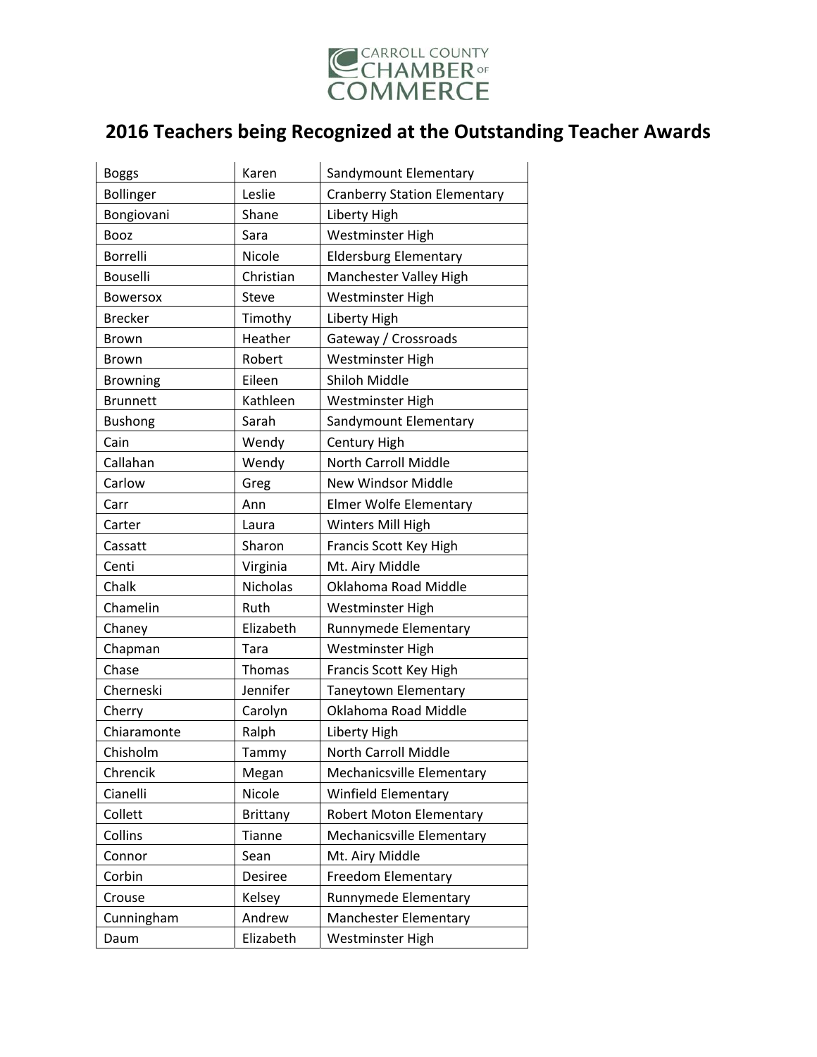CARROLL COUNTY CHAMBER OF COMMERCE

# 2016 Teachers being Recognized at the Outstanding Teacher Awards

| | | |
|---|---|---|
| Boggs | Karen | Sandymount Elementary |
| Bollinger | Leslie | Cranberry Station Elementary |
| Bongiovani | Shane | Liberty High |
| Booz | Sara | Westminster High |
| Borrelli | Nicole | Eldersburg Elementary |
| Bouselli | Christian | Manchester Valley High |
| Bowersox | Steve | Westminster High |
| Brecker | Timothy | Liberty High |
| Brown | Heather | Gateway / Crossroads |
| Brown | Robert | Westminster High |
| Browning | Eileen | Shiloh Middle |
| Brunnett | Kathleen | Westminster High |
| Bushong | Sarah | Sandymount Elementary |
| Cain | Wendy | Century High |
| Callahan | Wendy | North Carroll Middle |
| Carlow | Greg | New Windsor Middle |
| Carr | Ann | Elmer Wolfe Elementary |
| Carter | Laura | Winters Mill High |
| Cassatt | Sharon | Francis Scott Key High |
| Centi | Virginia | Mt. Airy Middle |
| Chalk | Nicholas | Oklahoma Road Middle |
| Chamelin | Ruth | Westminster High |
| Chaney | Elizabeth | Runnymede Elementary |
| Chapman | Tara | Westminster High |
| Chase | Thomas | Francis Scott Key High |
| Cherneski | Jennifer | Taneytown Elementary |
| Cherry | Carolyn | Oklahoma Road Middle |
| Chiaramonte | Ralph | Liberty High |
| Chisholm | Tammy | North Carroll Middle |
| Chrencik | Megan | Mechanicsville Elementary |
| Cianelli | Nicole | Winfield Elementary |
| Collett | Brittany | Robert Moton Elementary |
| Collins | Tianne | Mechanicsville Elementary |
| Connor | Sean | Mt. Airy Middle |
| Corbin | Desiree | Freedom Elementary |
| Crouse | Kelsey | Runnymede Elementary |
| Cunningham | Andrew | Manchester Elementary |
| Daum | Elizabeth | Westminster High |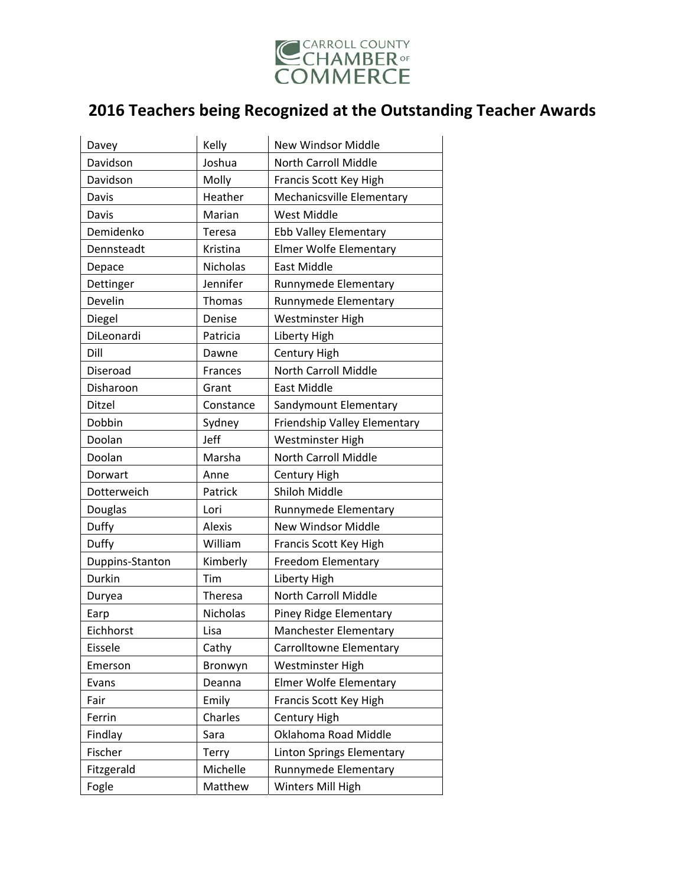CARROLL COUNTY CHAMBER OF COMMERCE

# 2016 Teachers being Recognized at the Outstanding Teacher Awards

| | | |
|---|---|---|
| Davey | Kelly | New Windsor Middle |
| Davidson | Joshua | North Carroll Middle |
| Davidson | Molly | Francis Scott Key High |
| Davis | Heather | Mechanicsville Elementary |
| Davis | Marian | West Middle |
| Demidenko | Teresa | Ebb Valley Elementary |
| Dennsteadt | Kristina | Elmer Wolfe Elementary |
| Depace | Nicholas | East Middle |
| Dettinger | Jennifer | Runnymede Elementary |
| Develin | Thomas | Runnymede Elementary |
| Diegel | Denise | Westminster High |
| DiLeonardi | Patricia | Liberty High |
| Dill | Dawne | Century High |
| Diseroad | Frances | North Carroll Middle |
| Disharoon | Grant | East Middle |
| Ditzel | Constance | Sandymount Elementary |
| Dobbin | Sydney | Friendship Valley Elementary |
| Doolan | Jeff | Westminster High |
| Doolan | Marsha | North Carroll Middle |
| Dorwart | Anne | Century High |
| Dotterweich | Patrick | Shiloh Middle |
| Douglas | Lori | Runnymede Elementary |
| Duffy | Alexis | New Windsor Middle |
| Duffy | William | Francis Scott Key High |
| Duppins-Stanton | Kimberly | Freedom Elementary |
| Durkin | Tim | Liberty High |
| Duryea | Theresa | North Carroll Middle |
| Earp | Nicholas | Piney Ridge Elementary |
| Eichhorst | Lisa | Manchester Elementary |
| Eissele | Cathy | Carrolltowne Elementary |
| Emerson | Bronwyn | Westminster High |
| Evans | Deanna | Elmer Wolfe Elementary |
| Fair | Emily | Francis Scott Key High |
| Ferrin | Charles | Century High |
| Findlay | Sara | Oklahoma Road Middle |
| Fischer | Terry | Linton Springs Elementary |
| Fitzgerald | Michelle | Runnymede Elementary |
| Fogle | Matthew | Winters Mill High |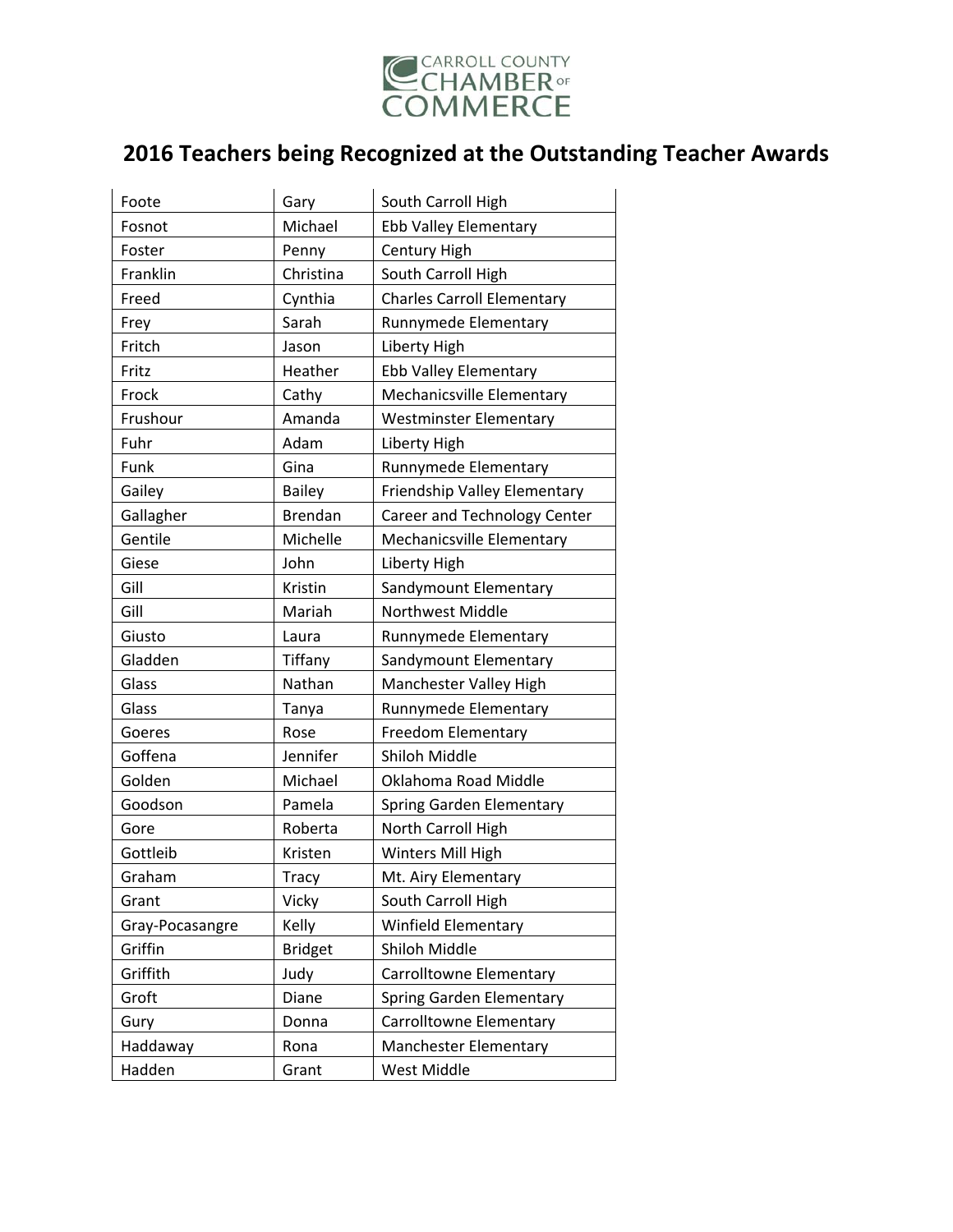CARROLL COUNTY CHAMBER OF COMMERCE

# 2016 Teachers being Recognized at the Outstanding Teacher Awards

| | | |
|---|---|---|
| Foote | Gary | South Carroll High |
| Fosnot | Michael | Ebb Valley Elementary |
| Foster | Penny | Century High |
| Franklin | Christina | South Carroll High |
| Freed | Cynthia | Charles Carroll Elementary |
| Frey | Sarah | Runnymede Elementary |
| Fritch | Jason | Liberty High |
| Fritz | Heather | Ebb Valley Elementary |
| Frock | Cathy | Mechanicsville Elementary |
| Frushour | Amanda | Westminster Elementary |
| Fuhr | Adam | Liberty High |
| Funk | Gina | Runnymede Elementary |
| Gailey | Bailey | Friendship Valley Elementary |
| Gallagher | Brendan | Career and Technology Center |
| Gentile | Michelle | Mechanicsville Elementary |
| Giese | John | Liberty High |
| Gill | Kristin | Sandymount Elementary |
| Gill | Mariah | Northwest Middle |
| Giusto | Laura | Runnymede Elementary |
| Gladden | Tiffany | Sandymount Elementary |
| Glass | Nathan | Manchester Valley High |
| Glass | Tanya | Runnymede Elementary |
| Goeres | Rose | Freedom Elementary |
| Goffena | Jennifer | Shiloh Middle |
| Golden | Michael | Oklahoma Road Middle |
| Goodson | Pamela | Spring Garden Elementary |
| Gore | Roberta | North Carroll High |
| Gottleib | Kristen | Winters Mill High |
| Graham | Tracy | Mt. Airy Elementary |
| Grant | Vicky | South Carroll High |
| Gray-Pocasangre | Kelly | Winfield Elementary |
| Griffin | Bridget | Shiloh Middle |
| Griffith | Judy | Carrolltowne Elementary |
| Groft | Diane | Spring Garden Elementary |
| Gury | Donna | Carrolltowne Elementary |
| Haddaway | Rona | Manchester Elementary |
| Hadden | Grant | West Middle |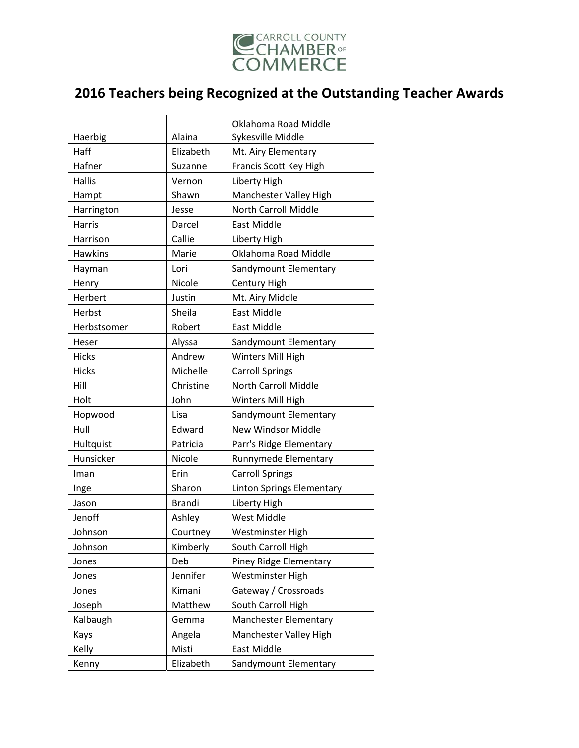# 2016 Teachers being Recognized at the Outstanding Teacher Awards

| | | |
|---|---|---|
| Haerbig | Alaina | Oklahoma Road Middle Sykesville Middle |
| Haff | Elizabeth | Mt. Airy Elementary |
| Hafner | Suzanne | Francis Scott Key High |
| Hallis | Vernon | Liberty High |
| Hampt | Shawn | Manchester Valley High |
| Harrington | Jesse | North Carroll Middle |
| Harris | Darcel | East Middle |
| Harrison | Callie | Liberty High |
| Hawkins | Marie | Oklahoma Road Middle |
| Hayman | Lori | Sandymount Elementary |
| Henry | Nicole | Century High |
| Herbert | Justin | Mt. Airy Middle |
| Herbst | Sheila | East Middle |
| Herbstsomer | Robert | East Middle |
| Heser | Alyssa | Sandymount Elementary |
| Hicks | Andrew | Winters Mill High |
| Hicks | Michelle | Carroll Springs |
| Hill | Christine | North Carroll Middle |
| Holt | John | Winters Mill High |
| Hopwood | Lisa | Sandymount Elementary |
| Hull | Edward | New Windsor Middle |
| Hultquist | Patricia | Parr's Ridge Elementary |
| Hunsicker | Nicole | Runnymede Elementary |
| Iman | Erin | Carroll Springs |
| Inge | Sharon | Linton Springs Elementary |
| Jason | Brandi | Liberty High |
| Jenoff | Ashley | West Middle |
| Johnson | Courtney | Westminster High |
| Johnson | Kimberly | South Carroll High |
| Jones | Deb | Piney Ridge Elementary |
| Jones | Jennifer | Westminster High |
| Jones | Kimani | Gateway / Crossroads |
| Joseph | Matthew | South Carroll High |
| Kalbaugh | Gemma | Manchester Elementary |
| Kays | Angela | Manchester Valley High |
| Kelly | Misti | East Middle |
| Kenny | Elizabeth | Sandymount Elementary |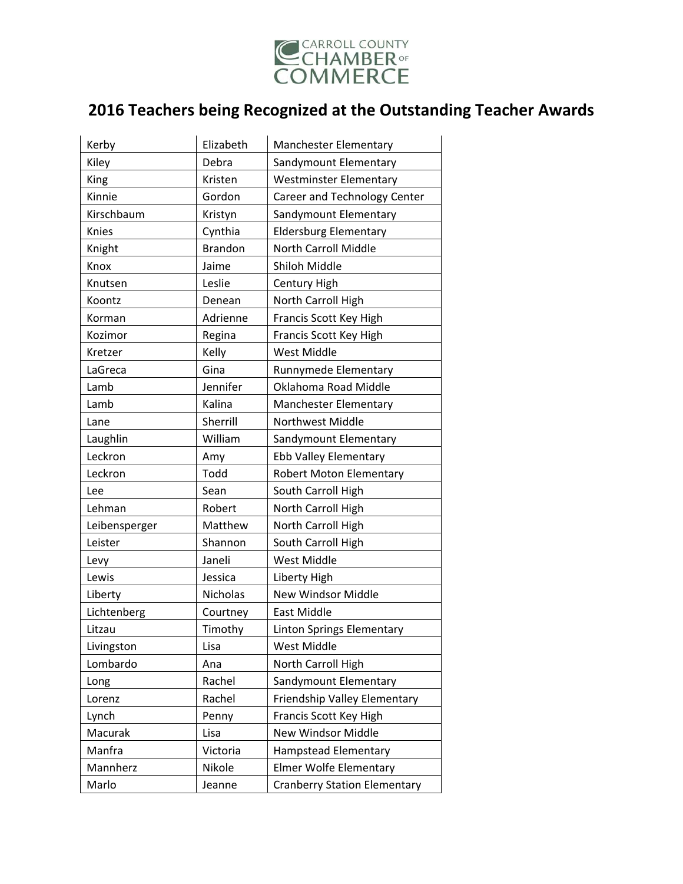CARROLL COUNTY CHAMBER OF COMMERCE

# 2016 Teachers being Recognized at the Outstanding Teacher Awards

| | | |
|---|---|---|
| Kerby | Elizabeth | Manchester Elementary |
| Kiley | Debra | Sandymount Elementary |
| King | Kristen | Westminster Elementary |
| Kinnie | Gordon | Career and Technology Center |
| Kirschbaum | Kristyn | Sandymount Elementary |
| Knies | Cynthia | Eldersburg Elementary |
| Knight | Brandon | North Carroll Middle |
| Knox | Jaime | Shiloh Middle |
| Knutsen | Leslie | Century High |
| Koontz | Denean | North Carroll High |
| Korman | Adrienne | Francis Scott Key High |
| Kozimor | Regina | Francis Scott Key High |
| Kretzer | Kelly | West Middle |
| LaGreca | Gina | Runnymede Elementary |
| Lamb | Jennifer | Oklahoma Road Middle |
| Lamb | Kalina | Manchester Elementary |
| Lane | Sherrill | Northwest Middle |
| Laughlin | William | Sandymount Elementary |
| Leckron | Amy | Ebb Valley Elementary |
| Leckron | Todd | Robert Moton Elementary |
| Lee | Sean | South Carroll High |
| Lehman | Robert | North Carroll High |
| Leibensperger | Matthew | North Carroll High |
| Leister | Shannon | South Carroll High |
| Levy | Janeli | West Middle |
| Lewis | Jessica | Liberty High |
| Liberty | Nicholas | New Windsor Middle |
| Lichtenberg | Courtney | East Middle |
| Litzau | Timothy | Linton Springs Elementary |
| Livingston | Lisa | West Middle |
| Lombardo | Ana | North Carroll High |
| Long | Rachel | Sandymount Elementary |
| Lorenz | Rachel | Friendship Valley Elementary |
| Lynch | Penny | Francis Scott Key High |
| Macurak | Lisa | New Windsor Middle |
| Manfra | Victoria | Hampstead Elementary |
| Mannherz | Nikole | Elmer Wolfe Elementary |
| Marlo | Jeanne | Cranberry Station Elementary |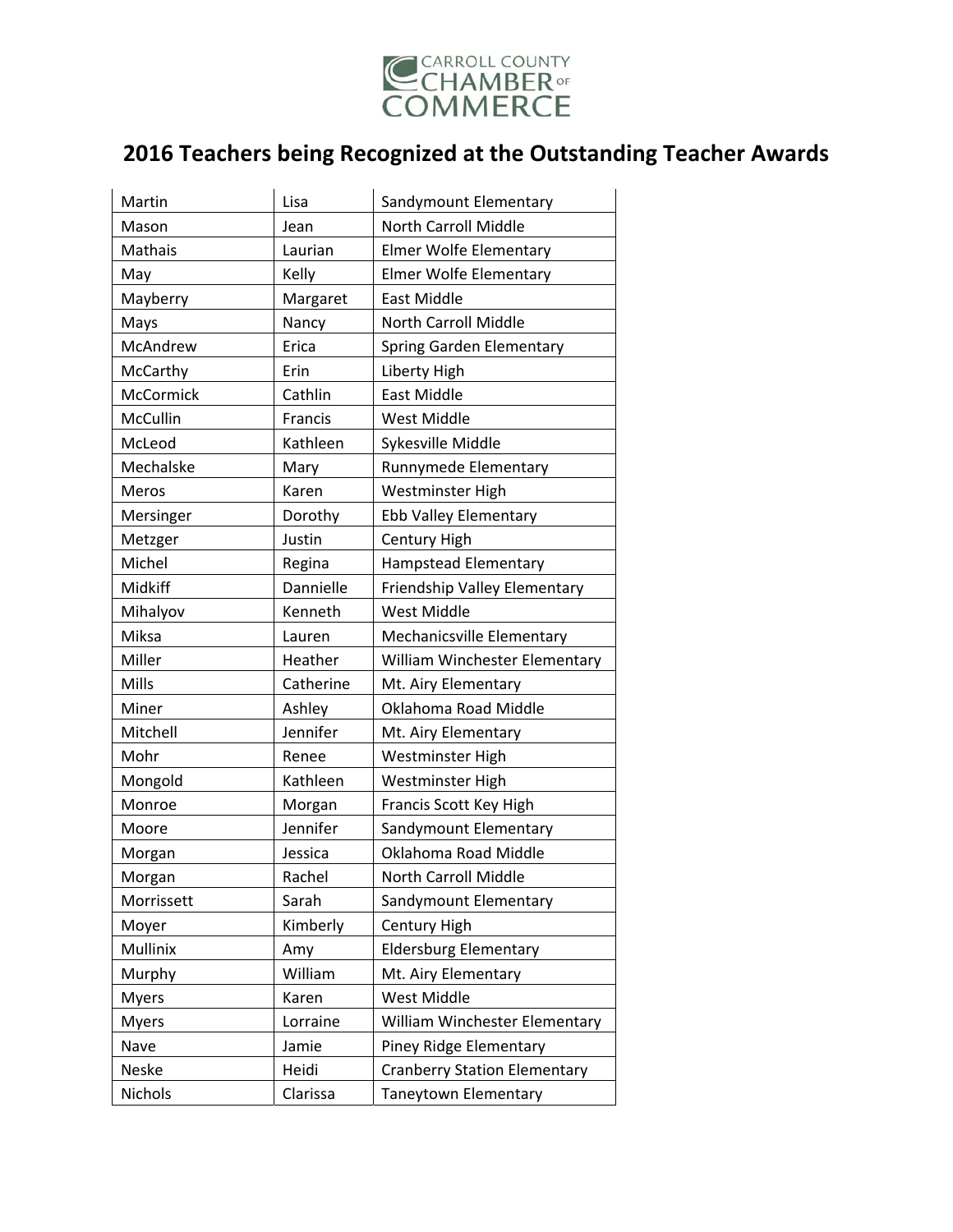CARROLL COUNTY CHAMBER OF COMMERCE

# 2016 Teachers being Recognized at the Outstanding Teacher Awards

| | | |
|---|---|---|
| Martin | Lisa | Sandymount Elementary |
| Mason | Jean | North Carroll Middle |
| Mathais | Laurian | Elmer Wolfe Elementary |
| May | Kelly | Elmer Wolfe Elementary |
| Mayberry | Margaret | East Middle |
| Mays | Nancy | North Carroll Middle |
| McAndrew | Erica | Spring Garden Elementary |
| McCarthy | Erin | Liberty High |
| McCormick | Cathlin | East Middle |
| McCullin | Francis | West Middle |
| McLeod | Kathleen | Sykesville Middle |
| Mechalske | Mary | Runnymede Elementary |
| Meros | Karen | Westminster High |
| Mersinger | Dorothy | Ebb Valley Elementary |
| Metzger | Justin | Century High |
| Michel | Regina | Hampstead Elementary |
| Midkiff | Dannielle | Friendship Valley Elementary |
| Mihalyov | Kenneth | West Middle |
| Miksa | Lauren | Mechanicsville Elementary |
| Miller | Heather | William Winchester Elementary |
| Mills | Catherine | Mt. Airy Elementary |
| Miner | Ashley | Oklahoma Road Middle |
| Mitchell | Jennifer | Mt. Airy Elementary |
| Mohr | Renee | Westminster High |
| Mongold | Kathleen | Westminster High |
| Monroe | Morgan | Francis Scott Key High |
| Moore | Jennifer | Sandymount Elementary |
| Morgan | Jessica | Oklahoma Road Middle |
| Morgan | Rachel | North Carroll Middle |
| Morrissett | Sarah | Sandymount Elementary |
| Moyer | Kimberly | Century High |
| Mullinix | Amy | Eldersburg Elementary |
| Murphy | William | Mt. Airy Elementary |
| Myers | Karen | West Middle |
| Myers | Lorraine | William Winchester Elementary |
| Nave | Jamie | Piney Ridge Elementary |
| Neske | Heidi | Cranberry Station Elementary |
| Nichols | Clarissa | Taneytown Elementary |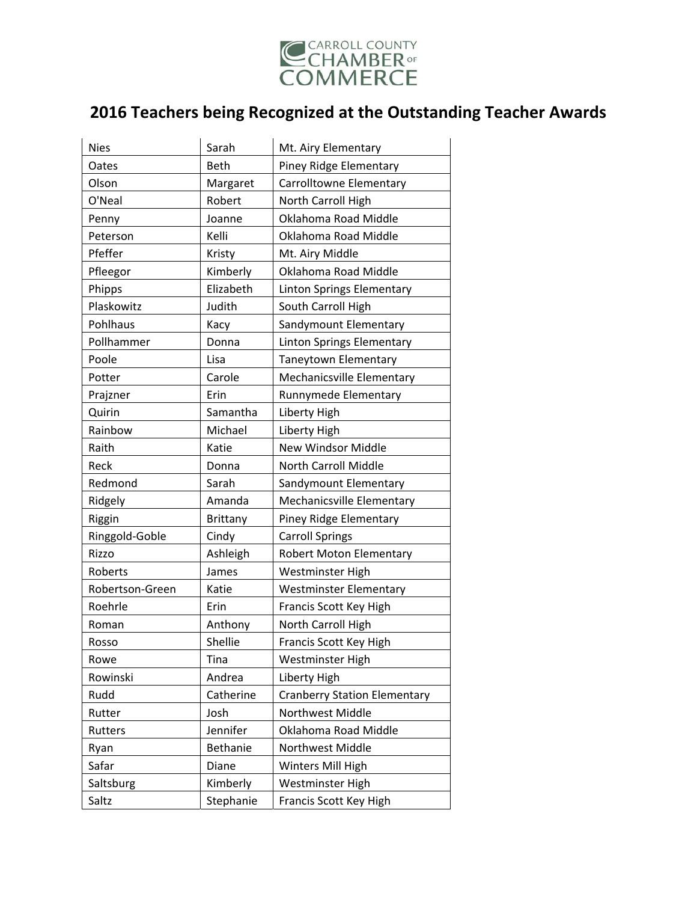CARROLL COUNTY CHAMBER OF COMMERCE

# 2016 Teachers being Recognized at the Outstanding Teacher Awards

| | | |
|---|---|---|
| Nies | Sarah | Mt. Airy Elementary |
| Oates | Beth | Piney Ridge Elementary |
| Olson | Margaret | Carrolltowne Elementary |
| O'Neal | Robert | North Carroll High |
| Penny | Joanne | Oklahoma Road Middle |
| Peterson | Kelli | Oklahoma Road Middle |
| Pfeffer | Kristy | Mt. Airy Middle |
| Pfleegor | Kimberly | Oklahoma Road Middle |
| Phipps | Elizabeth | Linton Springs Elementary |
| Plaskowitz | Judith | South Carroll High |
| Pohlhaus | Kacy | Sandymount Elementary |
| Pollhammer | Donna | Linton Springs Elementary |
| Poole | Lisa | Taneytown Elementary |
| Potter | Carole | Mechanicsville Elementary |
| Prajzner | Erin | Runnymede Elementary |
| Quirin | Samantha | Liberty High |
| Rainbow | Michael | Liberty High |
| Raith | Katie | New Windsor Middle |
| Reck | Donna | North Carroll Middle |
| Redmond | Sarah | Sandymount Elementary |
| Ridgely | Amanda | Mechanicsville Elementary |
| Riggin | Brittany | Piney Ridge Elementary |
| Ringgold-Goble | Cindy | Carroll Springs |
| Rizzo | Ashleigh | Robert Moton Elementary |
| Roberts | James | Westminster High |
| Robertson-Green | Katie | Westminster Elementary |
| Roehrle | Erin | Francis Scott Key High |
| Roman | Anthony | North Carroll High |
| Rosso | Shellie | Francis Scott Key High |
| Rowe | Tina | Westminster High |
| Rowinski | Andrea | Liberty High |
| Rudd | Catherine | Cranberry Station Elementary |
| Rutter | Josh | Northwest Middle |
| Rutters | Jennifer | Oklahoma Road Middle |
| Ryan | Bethanie | Northwest Middle |
| Safar | Diane | Winters Mill High |
| Saltsburg | Kimberly | Westminster High |
| Saltz | Stephanie | Francis Scott Key High |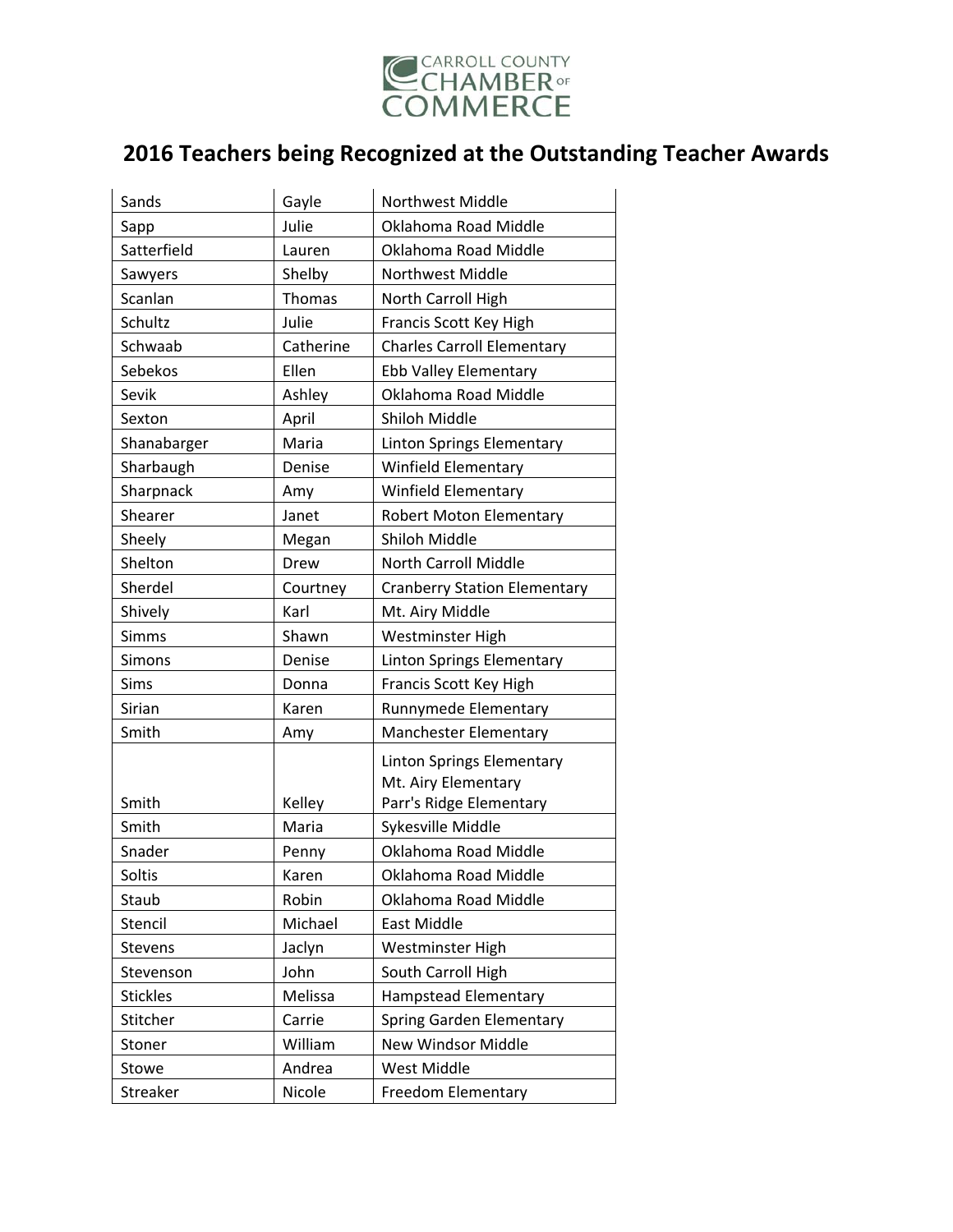CARROLL COUNTY CHAMBER OF COMMERCE

# 2016 Teachers being Recognized at the Outstanding Teacher Awards

| | | |
|---|---|---|
| Sands | Gayle | Northwest Middle |
| Sapp | Julie | Oklahoma Road Middle |
| Satterfield | Lauren | Oklahoma Road Middle |
| Sawyers | Shelby | Northwest Middle |
| Scanlan | Thomas | North Carroll High |
| Schultz | Julie | Francis Scott Key High |
| Schwaab | Catherine | Charles Carroll Elementary |
| Sebekos | Ellen | Ebb Valley Elementary |
| Sevik | Ashley | Oklahoma Road Middle |
| Sexton | April | Shiloh Middle |
| Shanabarger | Maria | Linton Springs Elementary |
| Sharbaugh | Denise | Winfield Elementary |
| Sharpnack | Amy | Winfield Elementary |
| Shearer | Janet | Robert Moton Elementary |
| Sheely | Megan | Shiloh Middle |
| Shelton | Drew | North Carroll Middle |
| Sherdel | Courtney | Cranberry Station Elementary |
| Shively | Karl | Mt. Airy Middle |
| Simms | Shawn | Westminster High |
| Simons | Denise | Linton Springs Elementary |
| Sims | Donna | Francis Scott Key High |
| Sirian | Karen | Runnymede Elementary |
| Smith | Amy | Manchester Elementary |
| Smith | Kelley | Linton Springs Elementary<br>Mt. Airy Elementary<br>Parr's Ridge Elementary |
| Smith | Maria | Sykesville Middle |
| Snader | Penny | Oklahoma Road Middle |
| Soltis | Karen | Oklahoma Road Middle |
| Staub | Robin | Oklahoma Road Middle |
| Stencil | Michael | East Middle |
| Stevens | Jaclyn | Westminster High |
| Stevenson | John | South Carroll High |
| Stickles | Melissa | Hampstead Elementary |
| Stitcher | Carrie | Spring Garden Elementary |
| Stoner | William | New Windsor Middle |
| Stowe | Andrea | West Middle |
| Streaker | Nicole | Freedom Elementary |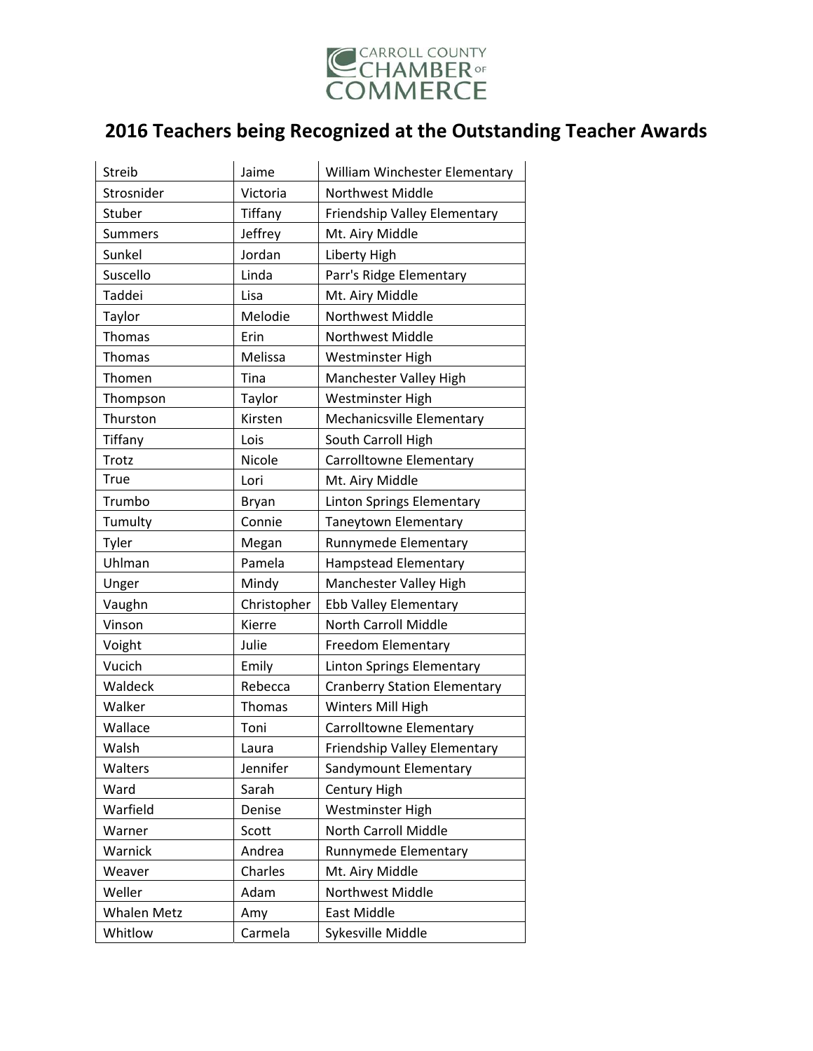CARROLL COUNTY CHAMBER OF COMMERCE

# 2016 Teachers being Recognized at the Outstanding Teacher Awards

| | | |
|---|---|---|
| Streib | Jaime | William Winchester Elementary |
| Strosnider | Victoria | Northwest Middle |
| Stuber | Tiffany | Friendship Valley Elementary |
| Summers | Jeffrey | Mt. Airy Middle |
| Sunkel | Jordan | Liberty High |
| Suscello | Linda | Parr's Ridge Elementary |
| Taddei | Lisa | Mt. Airy Middle |
| Taylor | Melodie | Northwest Middle |
| Thomas | Erin | Northwest Middle |
| Thomas | Melissa | Westminster High |
| Thomen | Tina | Manchester Valley High |
| Thompson | Taylor | Westminster High |
| Thurston | Kirsten | Mechanicsville Elementary |
| Tiffany | Lois | South Carroll High |
| Trotz | Nicole | Carrolltowne Elementary |
| True | Lori | Mt. Airy Middle |
| Trumbo | Bryan | Linton Springs Elementary |
| Tumulty | Connie | Taneytown Elementary |
| Tyler | Megan | Runnymede Elementary |
| Uhlman | Pamela | Hampstead Elementary |
| Unger | Mindy | Manchester Valley High |
| Vaughn | Christopher | Ebb Valley Elementary |
| Vinson | Kierre | North Carroll Middle |
| Voight | Julie | Freedom Elementary |
| Vucich | Emily | Linton Springs Elementary |
| Waldeck | Rebecca | Cranberry Station Elementary |
| Walker | Thomas | Winters Mill High |
| Wallace | Toni | Carrolltowne Elementary |
| Walsh | Laura | Friendship Valley Elementary |
| Walters | Jennifer | Sandymount Elementary |
| Ward | Sarah | Century High |
| Warfield | Denise | Westminster High |
| Warner | Scott | North Carroll Middle |
| Warnick | Andrea | Runnymede Elementary |
| Weaver | Charles | Mt. Airy Middle |
| Weller | Adam | Northwest Middle |
| Whalen Metz | Amy | East Middle |
| Whitlow | Carmela | Sykesville Middle |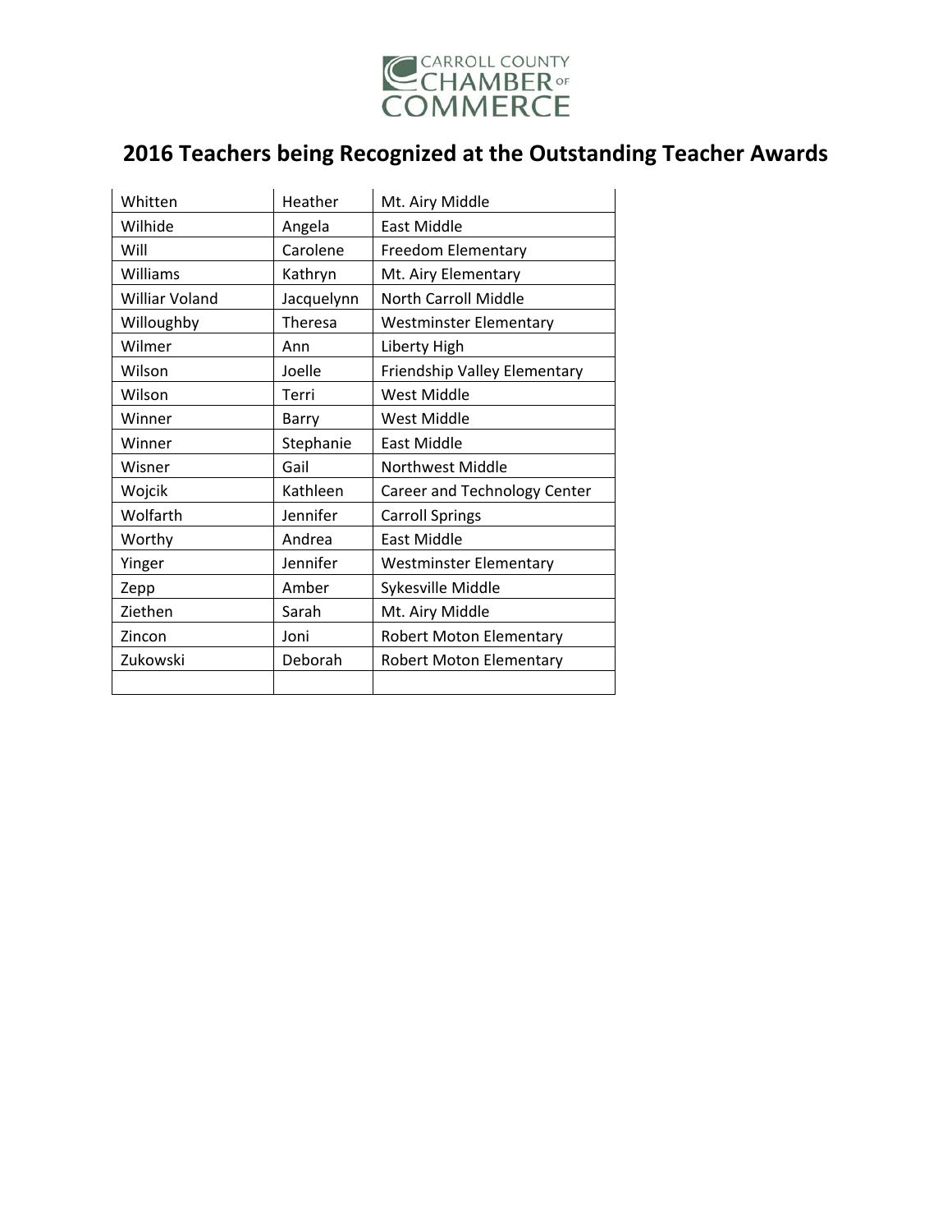CARROLL COUNTY CHAMBER OF COMMERCE

# 2016 Teachers being Recognized at the Outstanding Teacher Awards

| | | |
|---|---|---|
| Whitten | Heather | Mt. Airy Middle |
| Wilhide | Angela | East Middle |
| Will | Carolene | Freedom Elementary |
| Williams | Kathryn | Mt. Airy Elementary |
| Williar Voland | Jacquelynn | North Carroll Middle |
| Willoughby | Theresa | Westminster Elementary |
| Wilmer | Ann | Liberty High |
| Wilson | Joelle | Friendship Valley Elementary |
| Wilson | Terri | West Middle |
| Winner | Barry | West Middle |
| Winner | Stephanie | East Middle |
| Wisner | Gail | Northwest Middle |
| Wojcik | Kathleen | Career and Technology Center |
| Wolfarth | Jennifer | Carroll Springs |
| Worthy | Andrea | East Middle |
| Yinger | Jennifer | Westminster Elementary |
| Zepp | Amber | Sykesville Middle |
| Ziethen | Sarah | Mt. Airy Middle |
| Zincon | Joni | Robert Moton Elementary |
| Zukowski | Deborah | Robert Moton Elementary |
| | | |